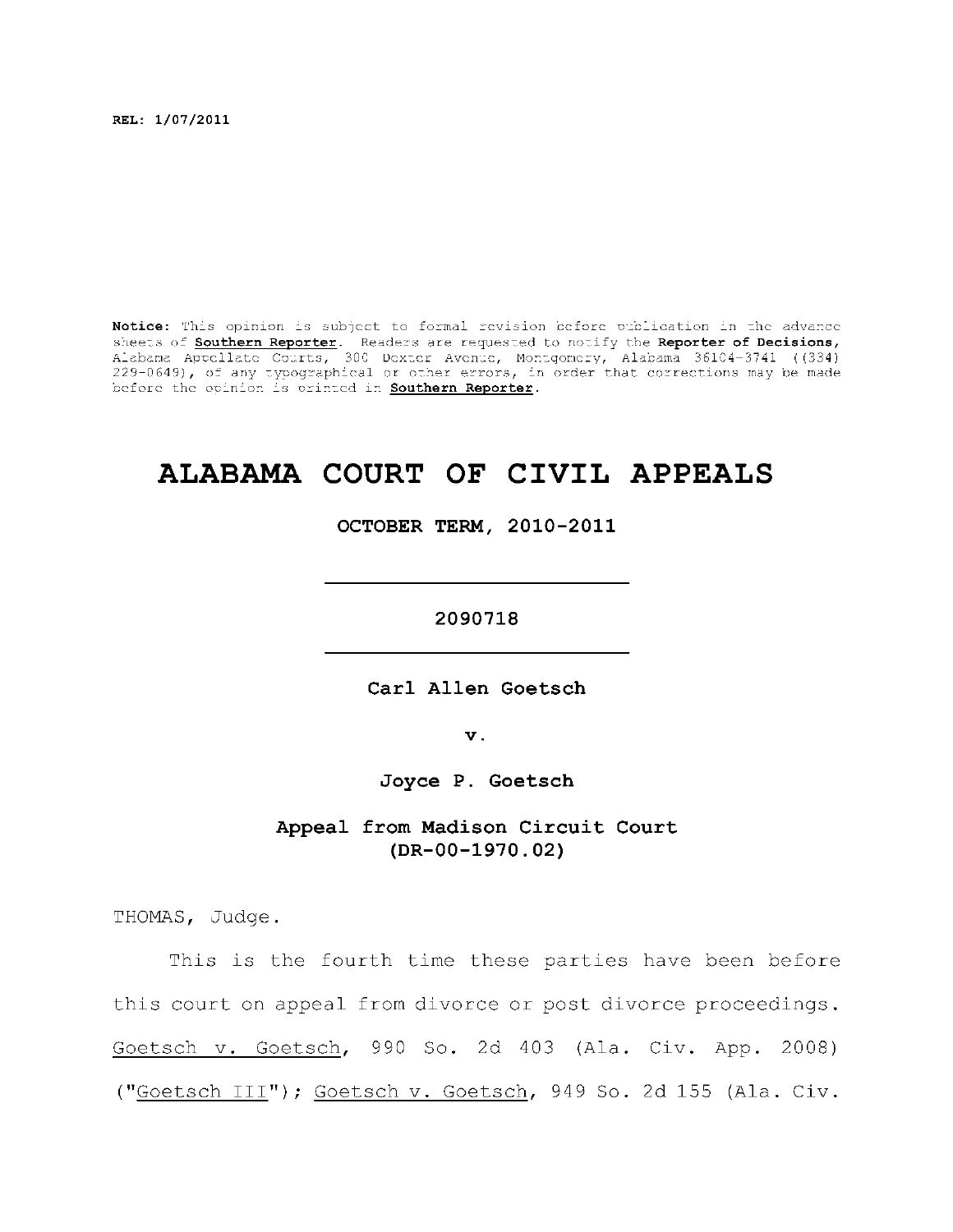REL: 1/07/2011

**Notice:** This opinion is subject to formal revision before publication in the advance sheets of **Southern Reporter**. Readers are requested to notify the **Reporter of Decisions**, Alabama Appellate Courts, 300 Dexter Avenue, Montgomery, Alabama 36104-3741 ((334) 229-0649), of any typographical or other errors, in order that corrections may be made before the opinion is printed in **Southern Reporter**.

# ALABAMA COURT OF CIVIL APPEALS

**OCTOBER TERM, 2010-2011**

---

**2090718**

---

**Carl Allen Goetsch**

**v.**

**Joyce P. Goetsch**

**Appeal from Madison Circuit Court**
**(DR-00-1970.02)**

THOMAS, Judge.

This is the fourth time these parties have been before this court on appeal from divorce or post divorce proceedings. Goetsch v. Goetsch, 990 So. 2d 403 (Ala. Civ. App. 2008) ("Goetsch III"); Goetsch v. Goetsch, 949 So. 2d 155 (Ala. Civ.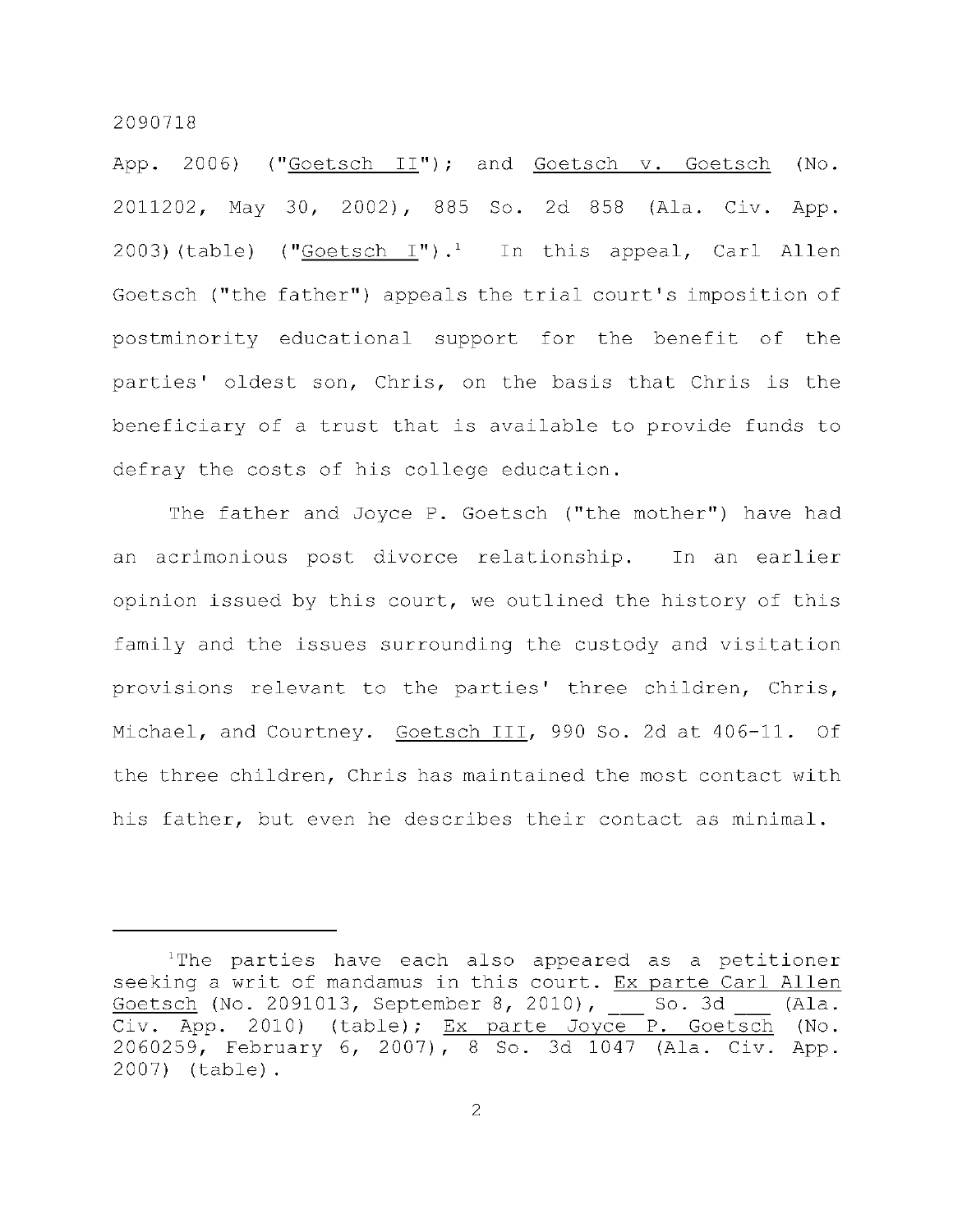App. 2006) ("Goetsch II"); and Goetsch v. Goetsch (No. 2011202, May 30, 2002), 885 So. 2d 858 (Ala. Civ. App. 2003)(table) ("Goetsch I").[1] In this appeal, Carl Allen Goetsch ("the father") appeals the trial court's imposition of postminority educational support for the benefit of the parties' oldest son, Chris, on the basis that Chris is the beneficiary of a trust that is available to provide funds to defray the costs of his college education.

The father and Joyce P. Goetsch ("the mother") have had an acrimonious post divorce relationship. In an earlier opinion issued by this court, we outlined the history of this family and the issues surrounding the custody and visitation provisions relevant to the parties' three children, Chris, Michael, and Courtney. Goetsch III, 990 So. 2d at 406-11. Of the three children, Chris has maintained the most contact with his father, but even he describes their contact as minimal.

---

[1]The parties have each also appeared as a petitioner seeking a writ of mandamus in this court. Ex parte Carl Allen Goetsch (No. 2091013, September 8, 2010), ___ So. 3d ___ (Ala. Civ. App. 2010) (table); Ex parte Joyce P. Goetsch (No. 2060259, February 6, 2007), 8 So. 3d 1047 (Ala. Civ. App. 2007) (table).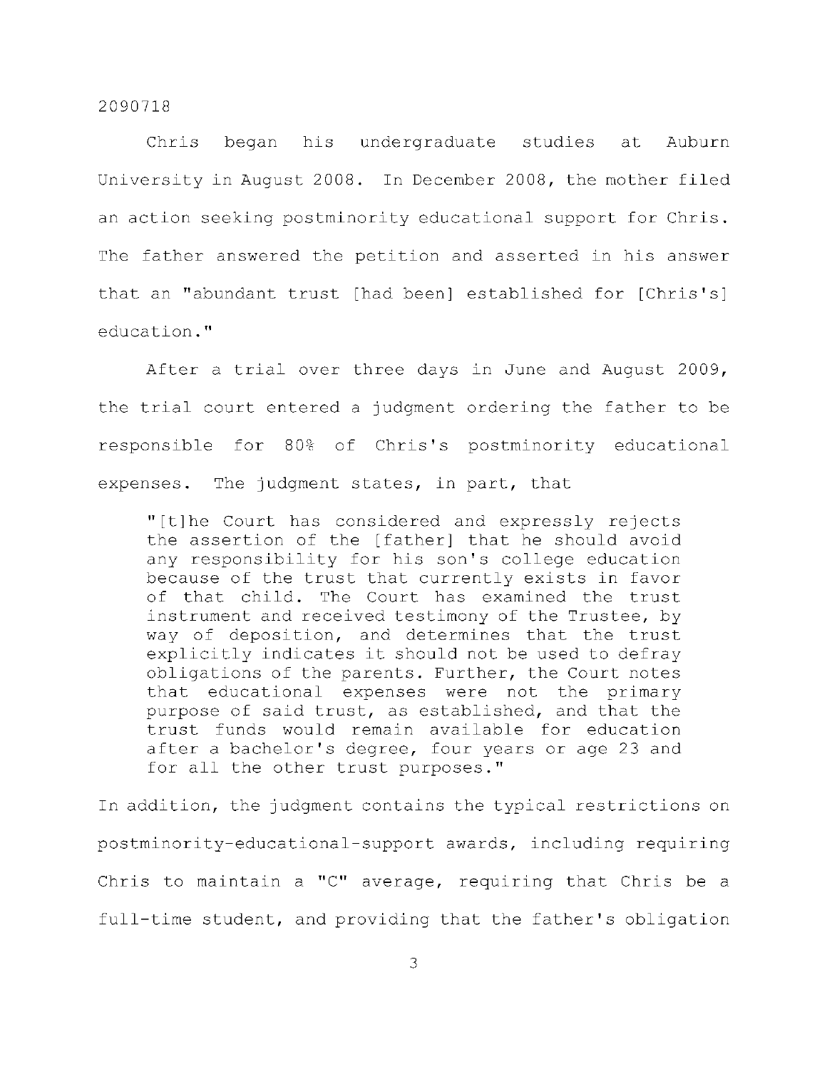Chris began his undergraduate studies at Auburn University in August 2008. In December 2008, the mother filed an action seeking postminority educational support for Chris. The father answered the petition and asserted in his answer that an "abundant trust [had been] established for [Chris's] education."

After a trial over three days in June and August 2009, the trial court entered a judgment ordering the father to be responsible for 80% of Chris's postminority educational expenses. The judgment states, in part, that

> "[t]he Court has considered and expressly rejects the assertion of the [father] that he should avoid any responsibility for his son's college education because of the trust that currently exists in favor of that child. The Court has examined the trust instrument and received testimony of the Trustee, by way of deposition, and determines that the trust explicitly indicates it should not be used to defray obligations of the parents. Further, the Court notes that educational expenses were not the primary purpose of said trust, as established, and that the trust funds would remain available for education after a bachelor's degree, four years or age 23 and for all the other trust purposes."

In addition, the judgment contains the typical restrictions on postminority-educational-support awards, including requiring Chris to maintain a "C" average, requiring that Chris be a full-time student, and providing that the father's obligation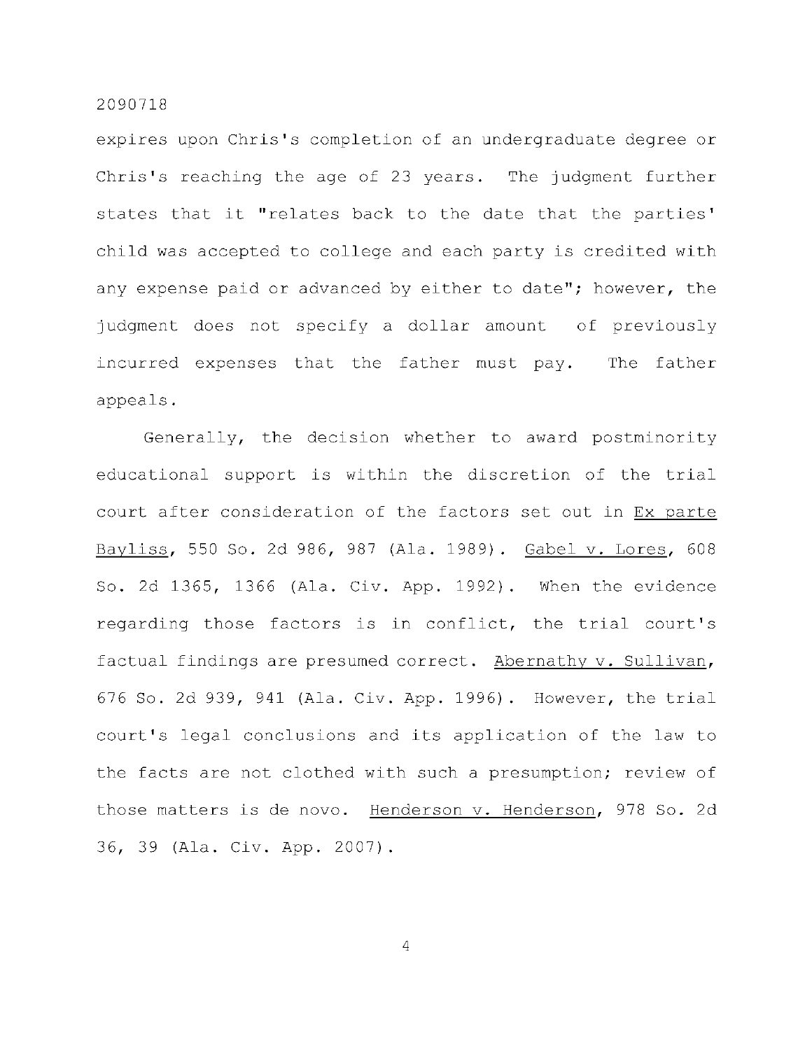expires upon Chris's completion of an undergraduate degree or Chris's reaching the age of 23 years. The judgment further states that it "relates back to the date that the parties' child was accepted to college and each party is credited with any expense paid or advanced by either to date"; however, the judgment does not specify a dollar amount of previously incurred expenses that the father must pay. The father appeals.

Generally, the decision whether to award postminority educational support is within the discretion of the trial court after consideration of the factors set out in Ex parte Bayliss, 550 So. 2d 986, 987 (Ala. 1989). Gabel v. Lores, 608 So. 2d 1365, 1366 (Ala. Civ. App. 1992). When the evidence regarding those factors is in conflict, the trial court's factual findings are presumed correct. Abernathy v. Sullivan, 676 So. 2d 939, 941 (Ala. Civ. App. 1996). However, the trial court's legal conclusions and its application of the law to the facts are not clothed with such a presumption; review of those matters is de novo. Henderson v. Henderson, 978 So. 2d 36, 39 (Ala. Civ. App. 2007).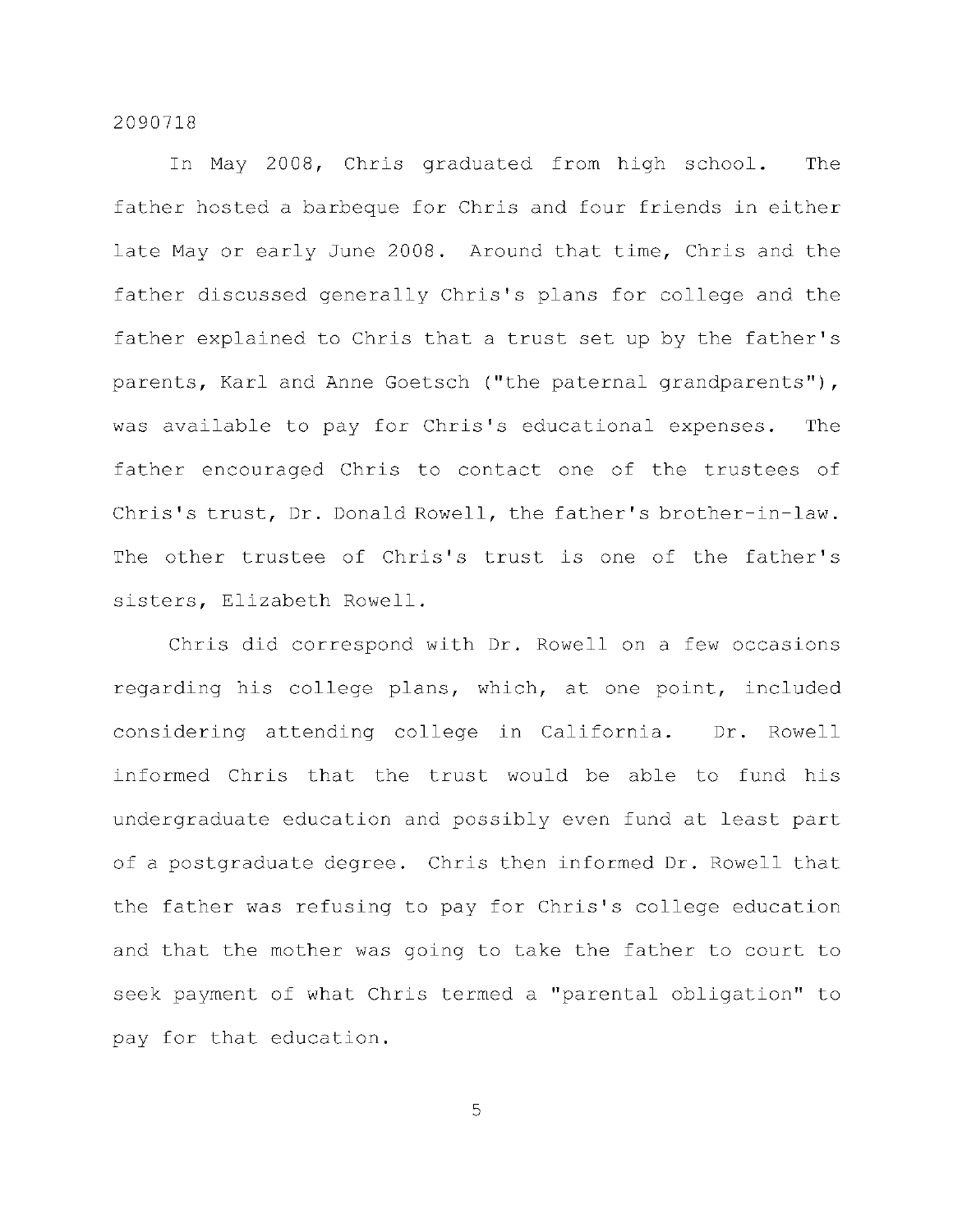In May 2008, Chris graduated from high school. The father hosted a barbeque for Chris and four friends in either late May or early June 2008. Around that time, Chris and the father discussed generally Chris's plans for college and the father explained to Chris that a trust set up by the father's parents, Karl and Anne Goetsch ("the paternal grandparents"), was available to pay for Chris's educational expenses. The father encouraged Chris to contact one of the trustees of Chris's trust, Dr. Donald Rowell, the father's brother-in-law. The other trustee of Chris's trust is one of the father's sisters, Elizabeth Rowell.

Chris did correspond with Dr. Rowell on a few occasions regarding his college plans, which, at one point, included considering attending college in California. Dr. Rowell informed Chris that the trust would be able to fund his undergraduate education and possibly even fund at least part of a postgraduate degree. Chris then informed Dr. Rowell that the father was refusing to pay for Chris's college education and that the mother was going to take the father to court to seek payment of what Chris termed a "parental obligation" to pay for that education.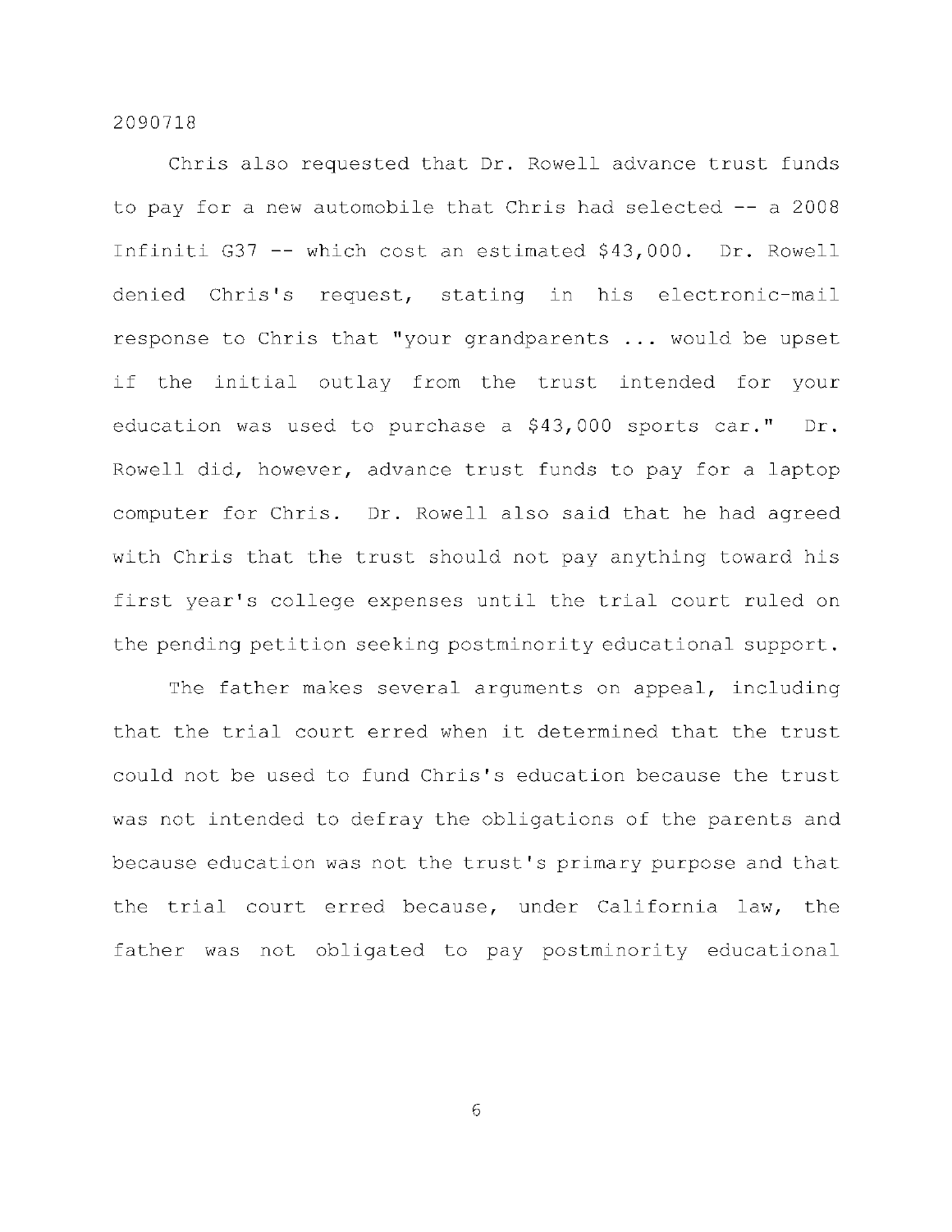Chris also requested that Dr. Rowell advance trust funds to pay for a new automobile that Chris had selected -- a 2008 Infiniti G37 -- which cost an estimated $43,000. Dr. Rowell denied Chris's request, stating in his electronic-mail response to Chris that "your grandparents ... would be upset if the initial outlay from the trust intended for your education was used to purchase a $43,000 sports car." Dr. Rowell did, however, advance trust funds to pay for a laptop computer for Chris. Dr. Rowell also said that he had agreed with Chris that the trust should not pay anything toward his first year's college expenses until the trial court ruled on the pending petition seeking postminority educational support.

The father makes several arguments on appeal, including that the trial court erred when it determined that the trust could not be used to fund Chris's education because the trust was not intended to defray the obligations of the parents and because education was not the trust's primary purpose and that the trial court erred because, under California law, the father was not obligated to pay postminority educational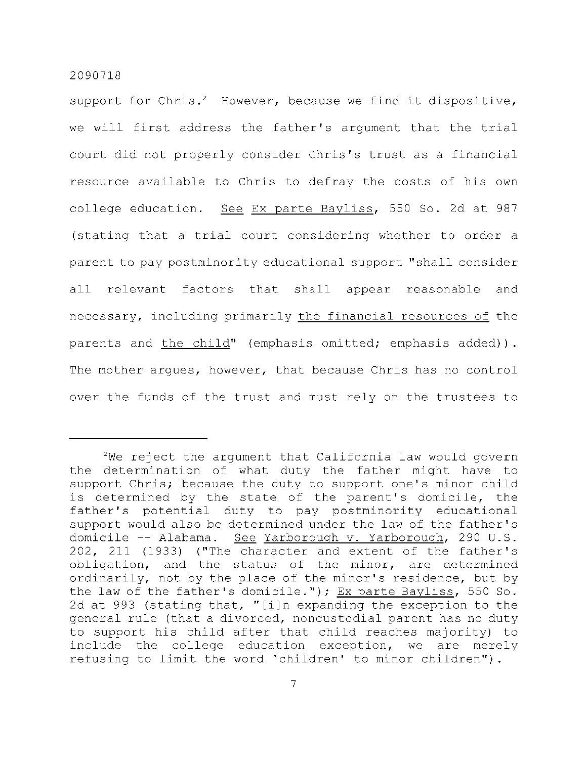support for Chris.[2] However, because we find it dispositive, we will first address the father's argument that the trial court did not properly consider Chris's trust as a financial resource available to Chris to defray the costs of his own college education. See Ex parte Bayliss, 550 So. 2d at 987 (stating that a trial court considering whether to order a parent to pay postminority educational support "shall consider all relevant factors that shall appear reasonable and necessary, including primarily the financial resources of the parents and the child" (emphasis omitted; emphasis added)). The mother argues, however, that because Chris has no control over the funds of the trust and must rely on the trustees to

---

[2]We reject the argument that California law would govern the determination of what duty the father might have to support Chris; because the duty to support one's minor child is determined by the state of the parent's domicile, the father's potential duty to pay postminority educational support would also be determined under the law of the father's domicile -- Alabama. See Yarborough v. Yarborough, 290 U.S. 202, 211 (1933) ("The character and extent of the father's obligation, and the status of the minor, are determined ordinarily, not by the place of the minor's residence, but by the law of the father's domicile."); Ex parte Bayliss, 550 So. 2d at 993 (stating that, "[i]n expanding the exception to the general rule (that a divorced, noncustodial parent has no duty to support his child after that child reaches majority) to include the college education exception, we are merely refusing to limit the word 'children' to minor children").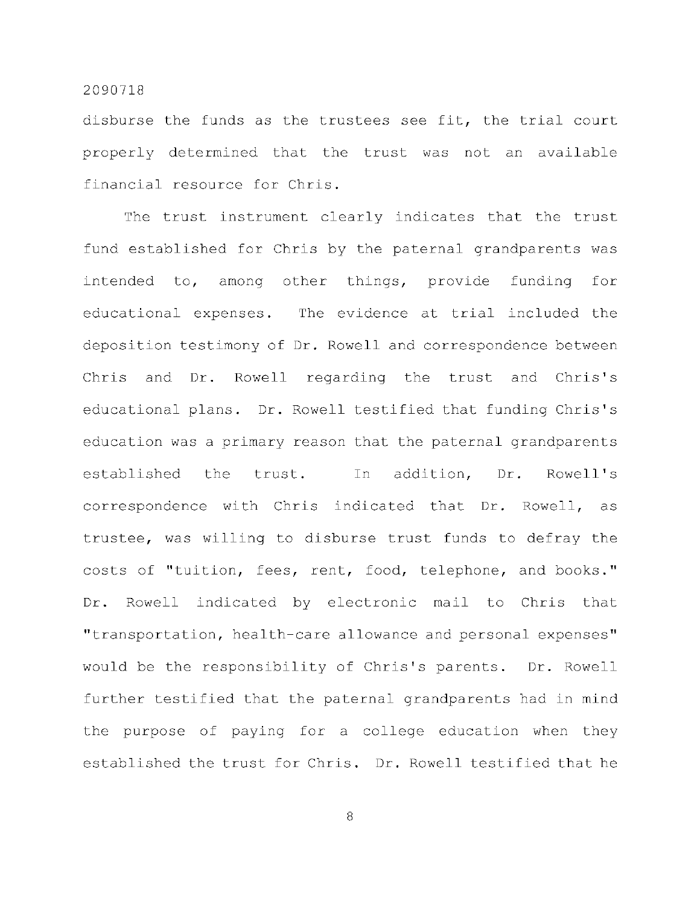disburse the funds as the trustees see fit, the trial court properly determined that the trust was not an available financial resource for Chris.

The trust instrument clearly indicates that the trust fund established for Chris by the paternal grandparents was intended to, among other things, provide funding for educational expenses. The evidence at trial included the deposition testimony of Dr. Rowell and correspondence between Chris and Dr. Rowell regarding the trust and Chris's educational plans. Dr. Rowell testified that funding Chris's education was a primary reason that the paternal grandparents established the trust. In addition, Dr. Rowell's correspondence with Chris indicated that Dr. Rowell, as trustee, was willing to disburse trust funds to defray the costs of "tuition, fees, rent, food, telephone, and books." Dr. Rowell indicated by electronic mail to Chris that "transportation, health-care allowance and personal expenses" would be the responsibility of Chris's parents. Dr. Rowell further testified that the paternal grandparents had in mind the purpose of paying for a college education when they established the trust for Chris. Dr. Rowell testified that he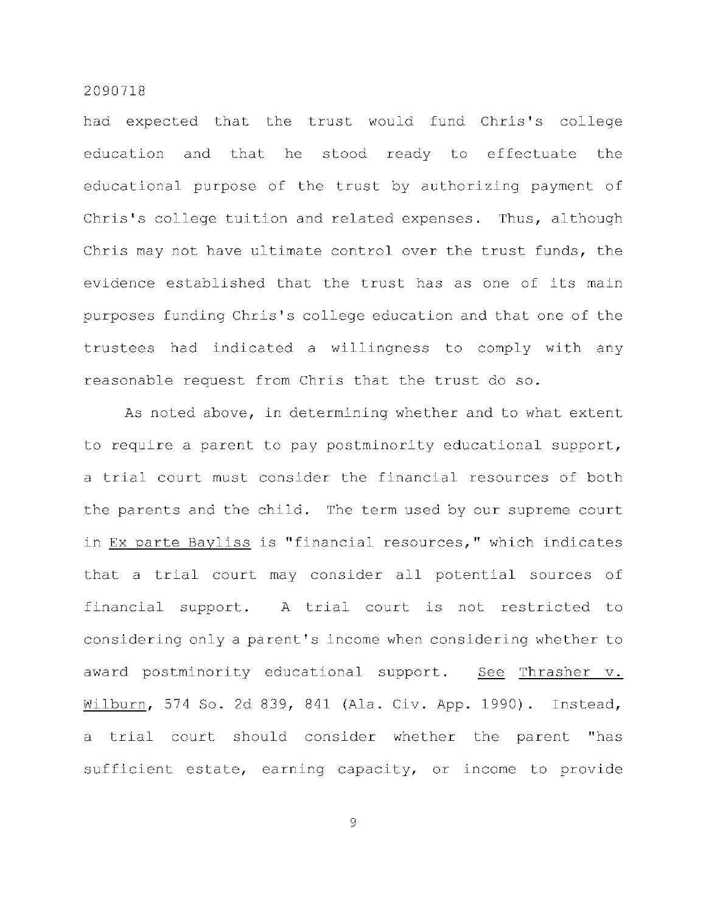had expected that the trust would fund Chris's college education and that he stood ready to effectuate the educational purpose of the trust by authorizing payment of Chris's college tuition and related expenses. Thus, although Chris may not have ultimate control over the trust funds, the evidence established that the trust has as one of its main purposes funding Chris's college education and that one of the trustees had indicated a willingness to comply with any reasonable request from Chris that the trust do so.

As noted above, in determining whether and to what extent to require a parent to pay postminority educational support, a trial court must consider the financial resources of both the parents and the child. The term used by our supreme court in Ex parte Bayliss is "financial resources," which indicates that a trial court may consider all potential sources of financial support. A trial court is not restricted to considering only a parent's income when considering whether to award postminority educational support. See Thrasher v. Wilburn, 574 So. 2d 839, 841 (Ala. Civ. App. 1990). Instead, a trial court should consider whether the parent "has sufficient estate, earning capacity, or income to provide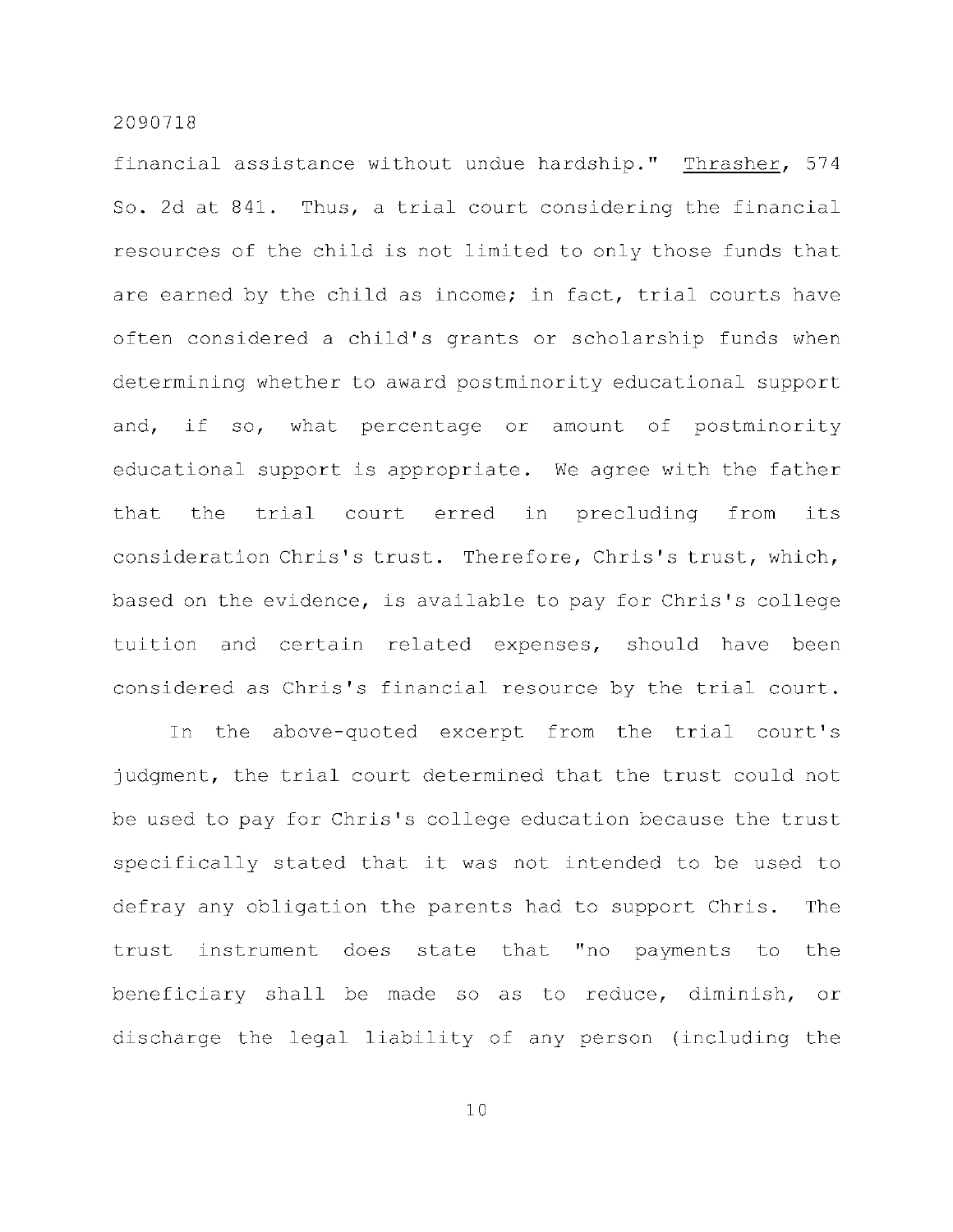financial assistance without undue hardship." Thrasher, 574 So. 2d at 841. Thus, a trial court considering the financial resources of the child is not limited to only those funds that are earned by the child as income; in fact, trial courts have often considered a child's grants or scholarship funds when determining whether to award postminority educational support and, if so, what percentage or amount of postminority educational support is appropriate. We agree with the father that the trial court erred in precluding from its consideration Chris's trust. Therefore, Chris's trust, which, based on the evidence, is available to pay for Chris's college tuition and certain related expenses, should have been considered as Chris's financial resource by the trial court.

In the above-quoted excerpt from the trial court's judgment, the trial court determined that the trust could not be used to pay for Chris's college education because the trust specifically stated that it was not intended to be used to defray any obligation the parents had to support Chris. The trust instrument does state that "no payments to the beneficiary shall be made so as to reduce, diminish, or discharge the legal liability of any person (including the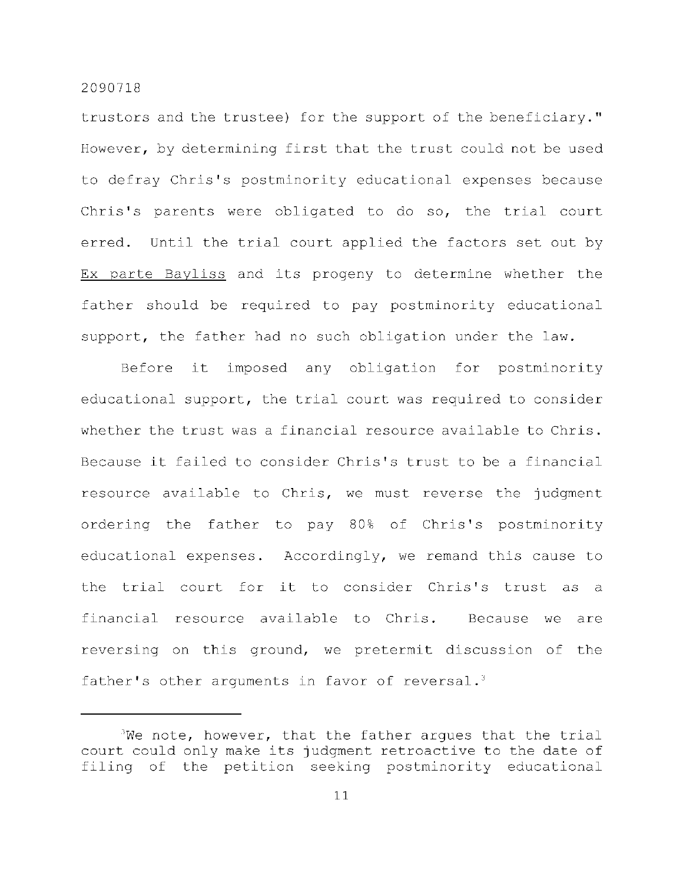trustors and the trustee) for the support of the beneficiary." However, by determining first that the trust could not be used to defray Chris's postminority educational expenses because Chris's parents were obligated to do so, the trial court erred. Until the trial court applied the factors set out by Ex parte Bayliss and its progeny to determine whether the father should be required to pay postminority educational support, the father had no such obligation under the law.

Before it imposed any obligation for postminority educational support, the trial court was required to consider whether the trust was a financial resource available to Chris. Because it failed to consider Chris's trust to be a financial resource available to Chris, we must reverse the judgment ordering the father to pay 80% of Chris's postminority educational expenses. Accordingly, we remand this cause to the trial court for it to consider Chris's trust as a financial resource available to Chris. Because we are reversing on this ground, we pretermit discussion of the father's other arguments in favor of reversal.[3]

---

[3]We note, however, that the father argues that the trial court could only make its judgment retroactive to the date of filing of the petition seeking postminority educational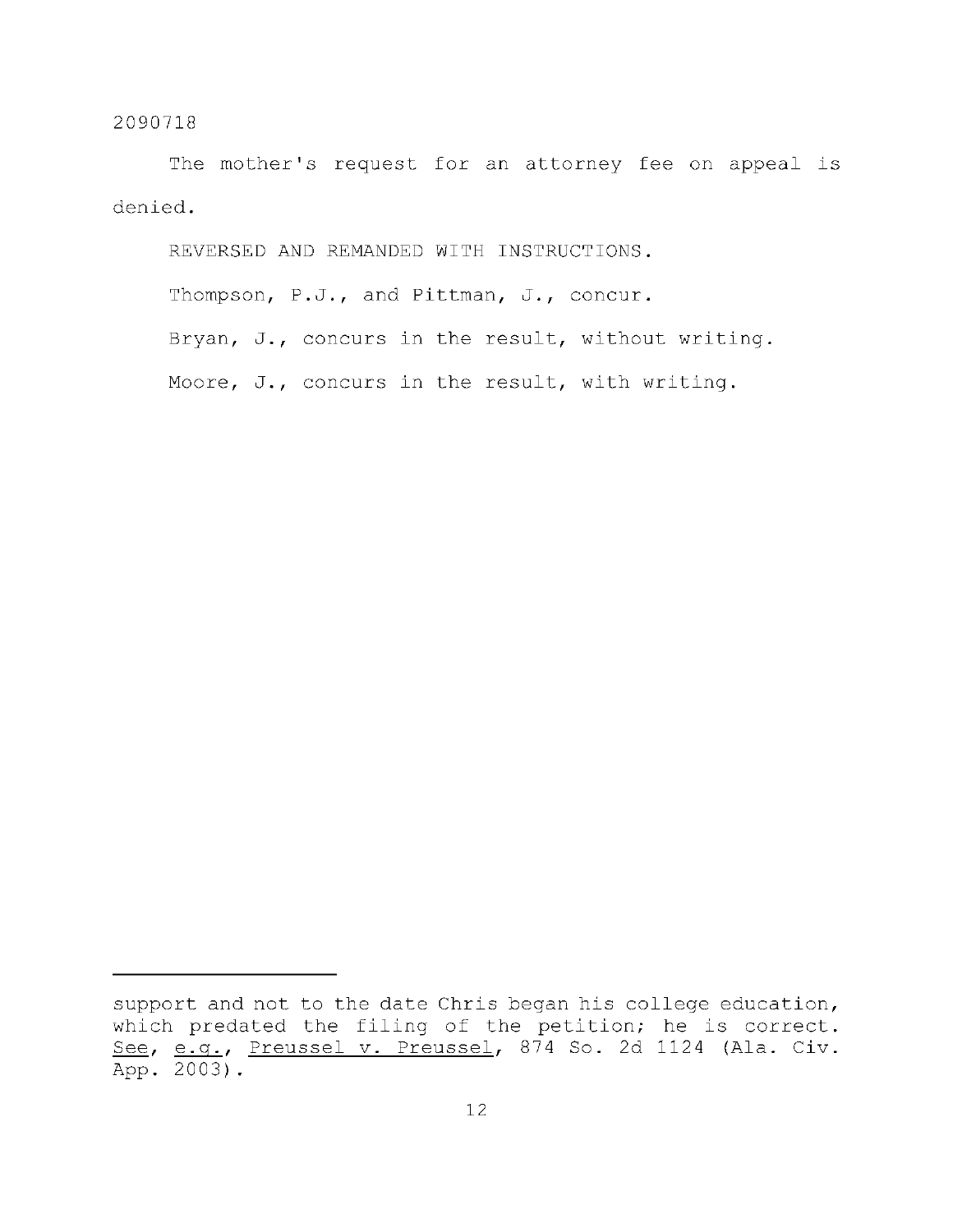The mother's request for an attorney fee on appeal is denied.

REVERSED AND REMANDED WITH INSTRUCTIONS.

Thompson, P.J., and Pittman, J., concur.

Bryan, J., concurs in the result, without writing.

Moore, J., concurs in the result, with writing.

---

support and not to the date Chris began his college education, which predated the filing of the petition; he is correct. See, e.g., Preussel v. Preussel, 874 So. 2d 1124 (Ala. Civ. App. 2003).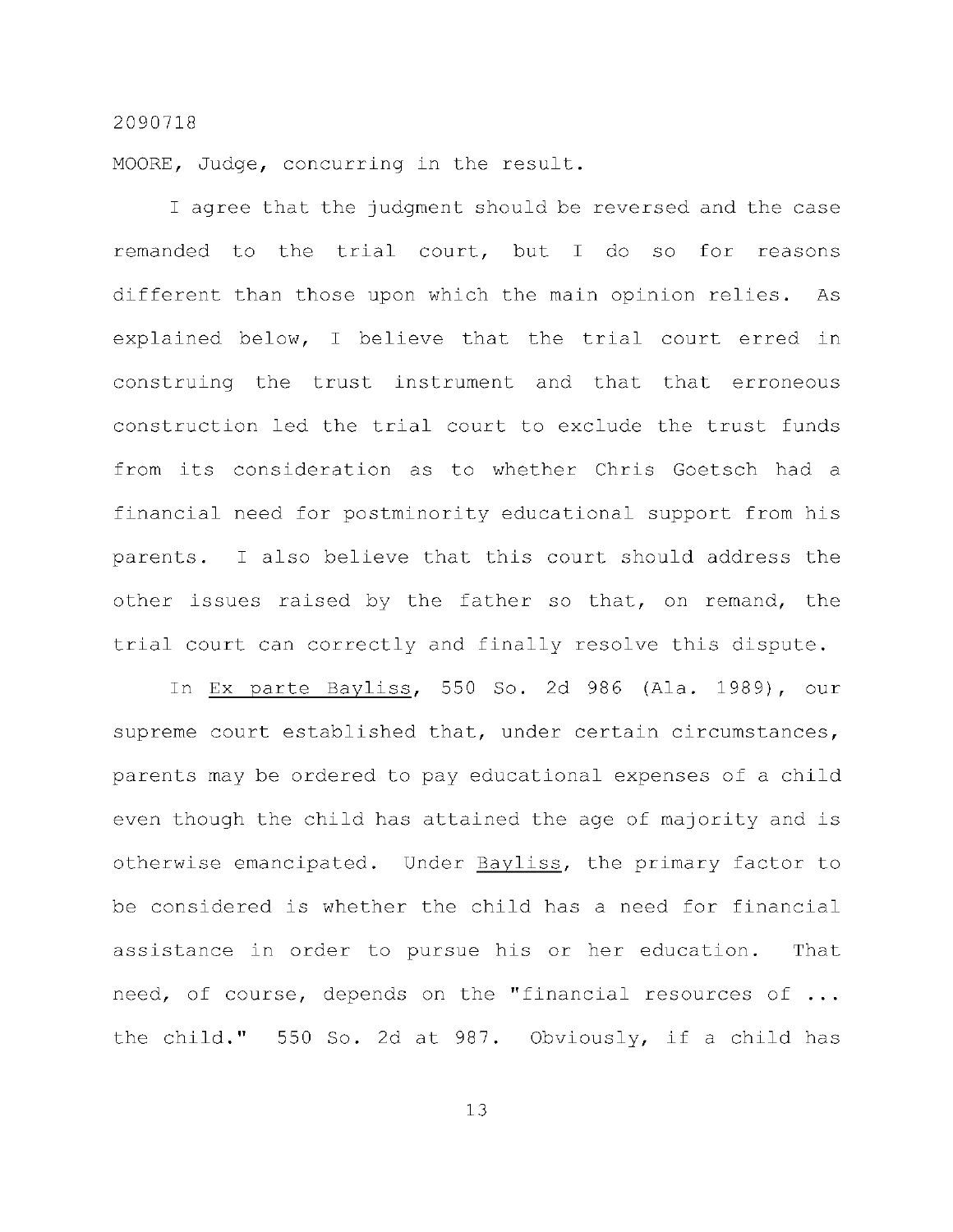2090718

MOORE, Judge, concurring in the result.

I agree that the judgment should be reversed and the case remanded to the trial court, but I do so for reasons different than those upon which the main opinion relies. As explained below, I believe that the trial court erred in construing the trust instrument and that that erroneous construction led the trial court to exclude the trust funds from its consideration as to whether Chris Goetsch had a financial need for postminority educational support from his parents. I also believe that this court should address the other issues raised by the father so that, on remand, the trial court can correctly and finally resolve this dispute.

In Ex parte Bayliss, 550 So. 2d 986 (Ala. 1989), our supreme court established that, under certain circumstances, parents may be ordered to pay educational expenses of a child even though the child has attained the age of majority and is otherwise emancipated. Under Bayliss, the primary factor to be considered is whether the child has a need for financial assistance in order to pursue his or her education. That need, of course, depends on the "financial resources of ... the child." 550 So. 2d at 987. Obviously, if a child has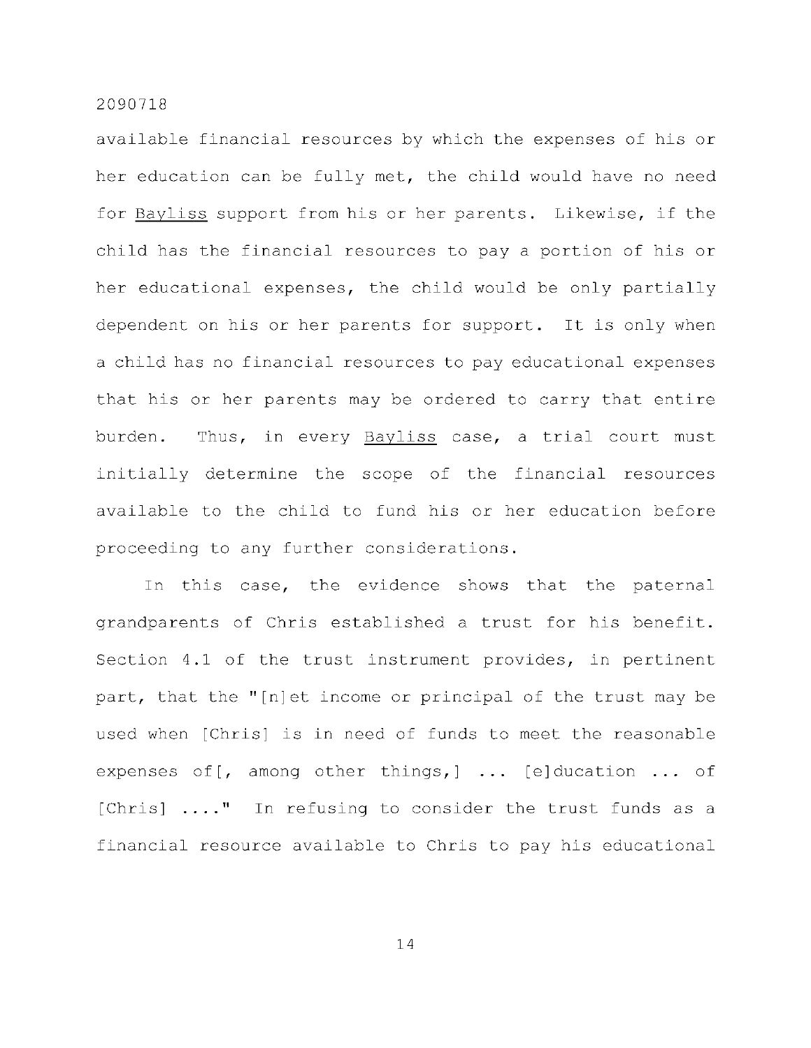available financial resources by which the expenses of his or her education can be fully met, the child would have no need for Bayliss support from his or her parents. Likewise, if the child has the financial resources to pay a portion of his or her educational expenses, the child would be only partially dependent on his or her parents for support. It is only when a child has no financial resources to pay educational expenses that his or her parents may be ordered to carry that entire burden. Thus, in every Bayliss case, a trial court must initially determine the scope of the financial resources available to the child to fund his or her education before proceeding to any further considerations.

In this case, the evidence shows that the paternal grandparents of Chris established a trust for his benefit. Section 4.1 of the trust instrument provides, in pertinent part, that the "[n]et income or principal of the trust may be used when [Chris] is in need of funds to meet the reasonable expenses of[, among other things,] ... [e]ducation ... of [Chris] ...." In refusing to consider the trust funds as a financial resource available to Chris to pay his educational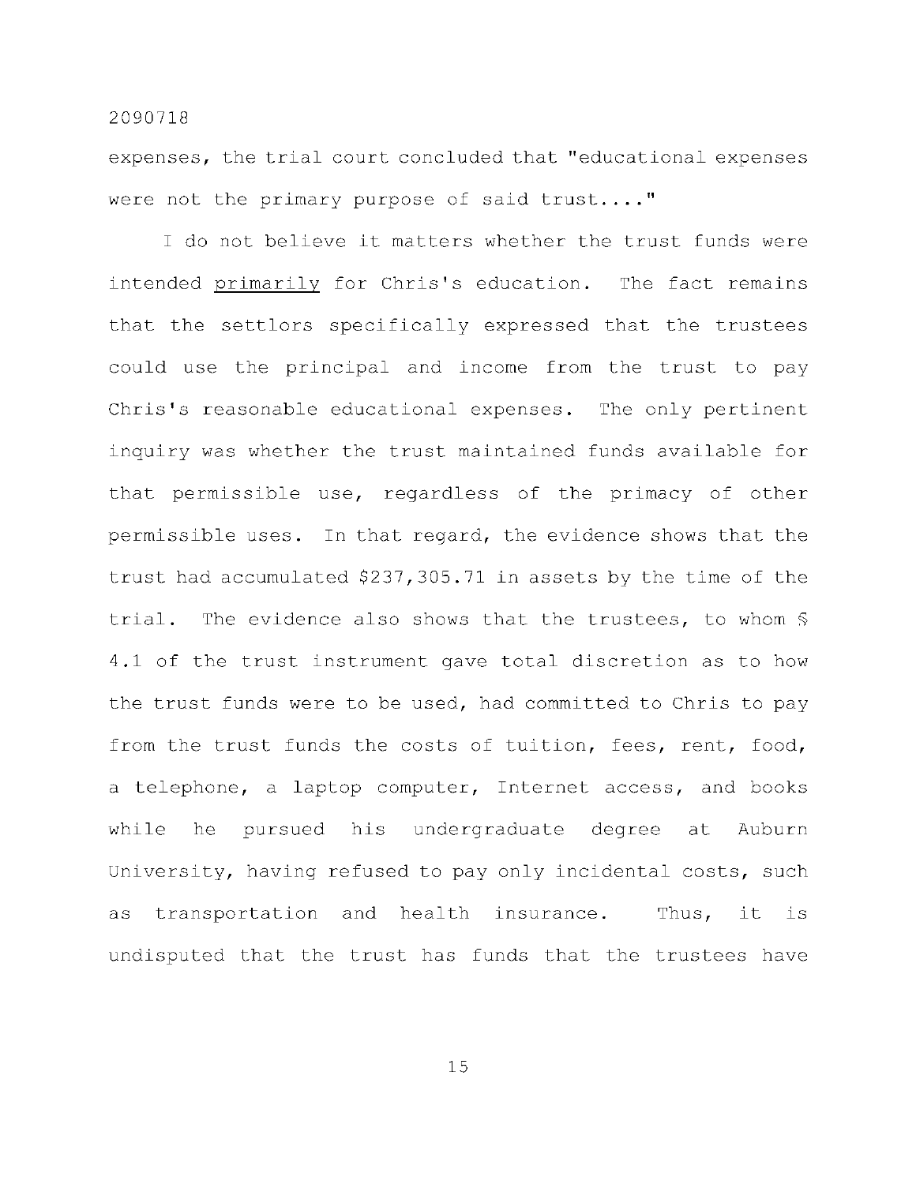expenses, the trial court concluded that "educational expenses were not the primary purpose of said trust...."

I do not believe it matters whether the trust funds were intended primarily for Chris's education. The fact remains that the settlors specifically expressed that the trustees could use the principal and income from the trust to pay Chris's reasonable educational expenses. The only pertinent inquiry was whether the trust maintained funds available for that permissible use, regardless of the primacy of other permissible uses. In that regard, the evidence shows that the trust had accumulated $237,305.71 in assets by the time of the trial. The evidence also shows that the trustees, to whom § 4.1 of the trust instrument gave total discretion as to how the trust funds were to be used, had committed to Chris to pay from the trust funds the costs of tuition, fees, rent, food, a telephone, a laptop computer, Internet access, and books while he pursued his undergraduate degree at Auburn University, having refused to pay only incidental costs, such as transportation and health insurance. Thus, it is undisputed that the trust has funds that the trustees have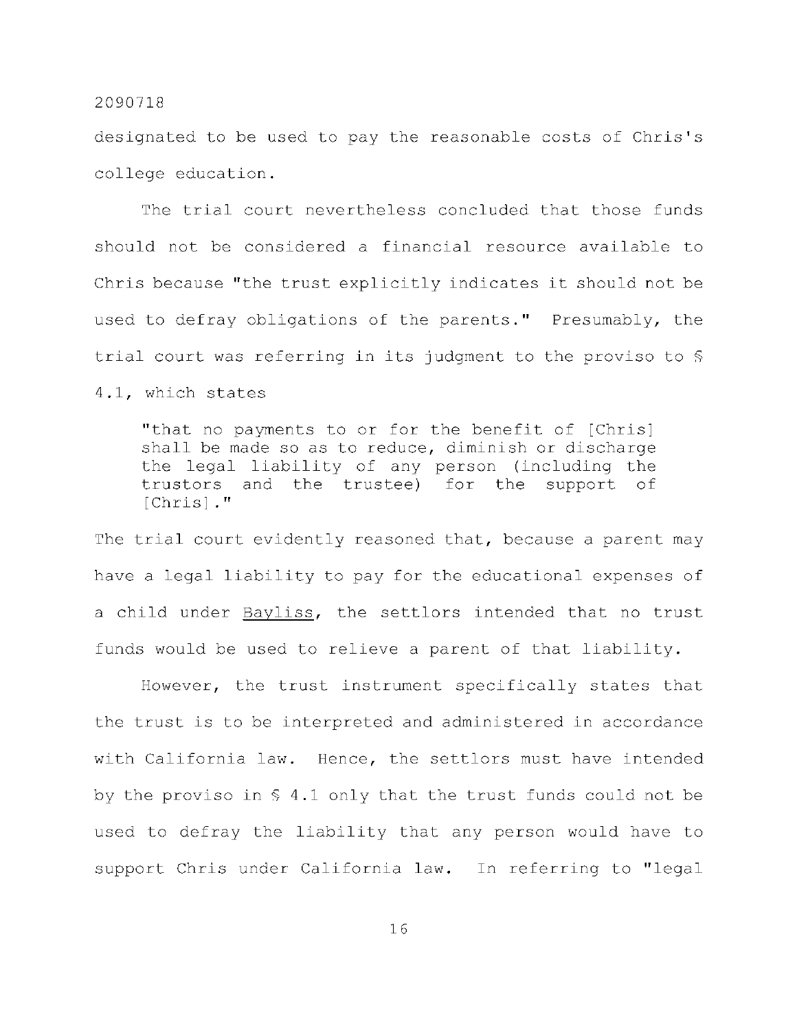designated to be used to pay the reasonable costs of Chris's college education.

The trial court nevertheless concluded that those funds should not be considered a financial resource available to Chris because "the trust explicitly indicates it should not be used to defray obligations of the parents." Presumably, the trial court was referring in its judgment to the proviso to § 4.1, which states

> "that no payments to or for the benefit of [Chris] shall be made so as to reduce, diminish or discharge the legal liability of any person (including the trustors and the trustee) for the support of [Chris]."

The trial court evidently reasoned that, because a parent may have a legal liability to pay for the educational expenses of a child under Bayliss, the settlors intended that no trust funds would be used to relieve a parent of that liability.

However, the trust instrument specifically states that the trust is to be interpreted and administered in accordance with California law. Hence, the settlors must have intended by the proviso in § 4.1 only that the trust funds could not be used to defray the liability that any person would have to support Chris under California law. In referring to "legal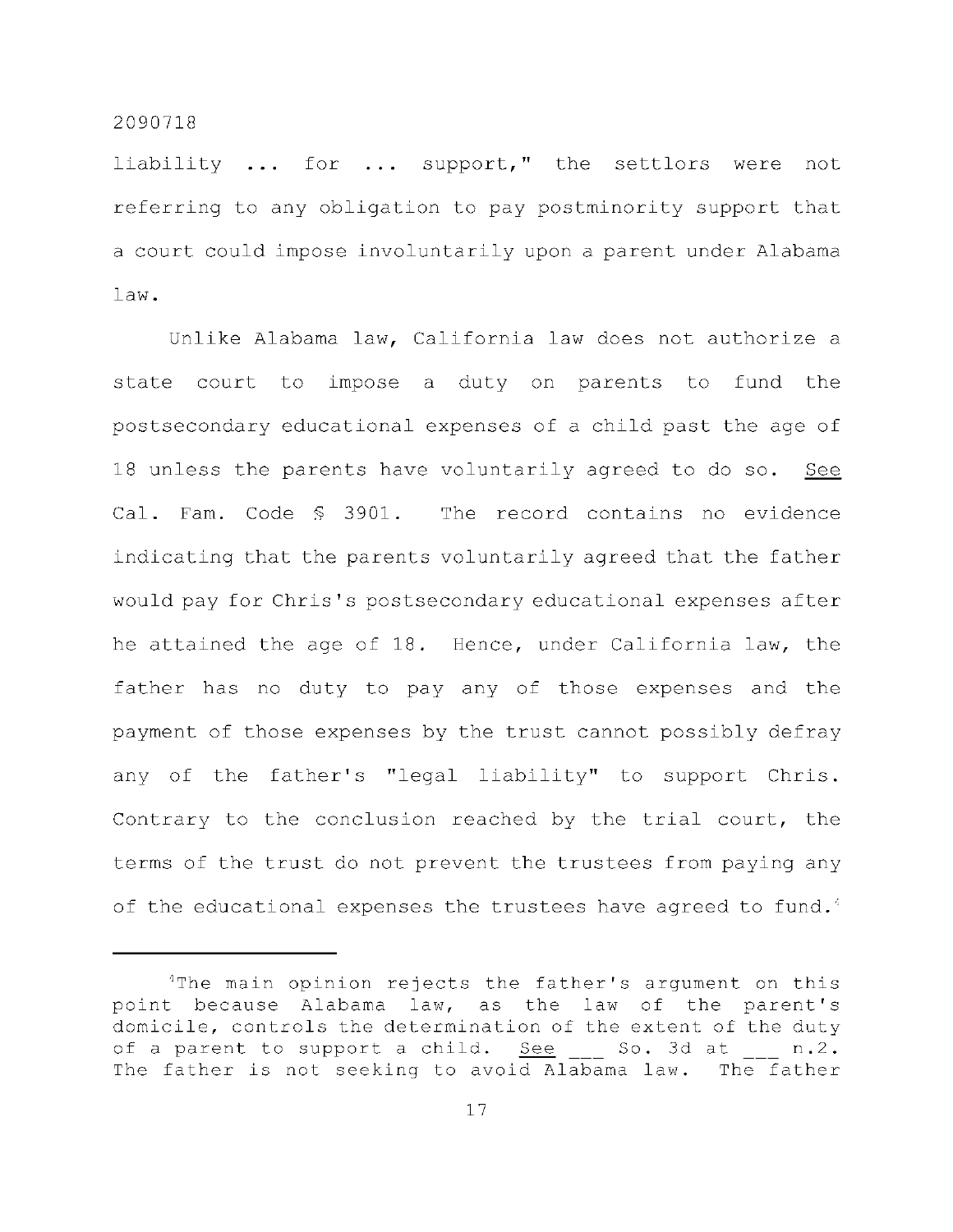liability ... for ... support," the settlors were not referring to any obligation to pay postminority support that a court could impose involuntarily upon a parent under Alabama law.

Unlike Alabama law, California law does not authorize a state court to impose a duty on parents to fund the postsecondary educational expenses of a child past the age of 18 unless the parents have voluntarily agreed to do so. See Cal. Fam. Code § 3901. The record contains no evidence indicating that the parents voluntarily agreed that the father would pay for Chris's postsecondary educational expenses after he attained the age of 18. Hence, under California law, the father has no duty to pay any of those expenses and the payment of those expenses by the trust cannot possibly defray any of the father's "legal liability" to support Chris. Contrary to the conclusion reached by the trial court, the terms of the trust do not prevent the trustees from paying any of the educational expenses the trustees have agreed to fund.[4]

---

[4]The main opinion rejects the father's argument on this point because Alabama law, as the law of the parent's domicile, controls the determination of the extent of the duty of a parent to support a child. See ___ So. 3d at ___ n.2. The father is not seeking to avoid Alabama law. The father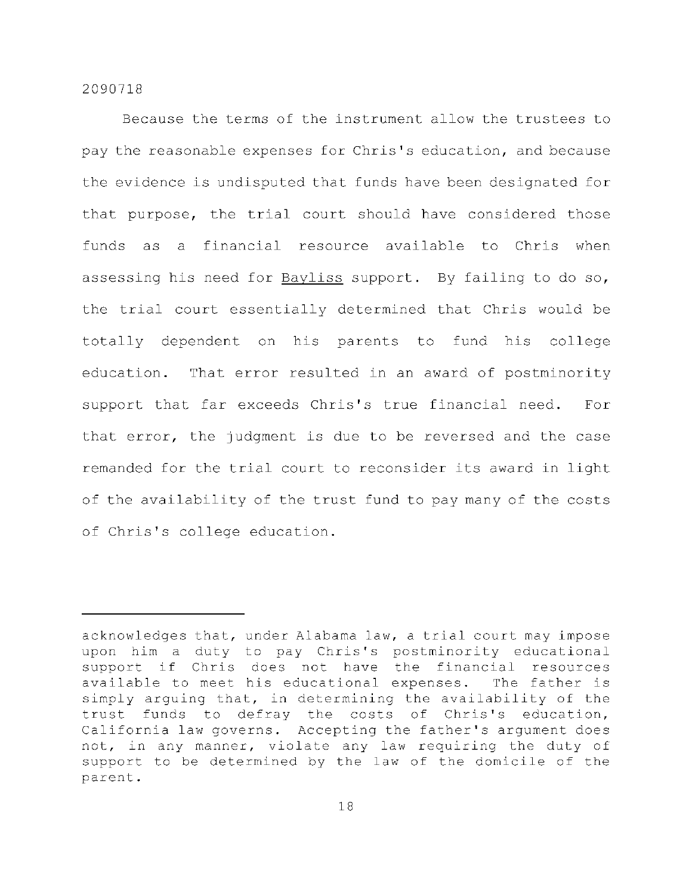Because the terms of the instrument allow the trustees to pay the reasonable expenses for Chris's education, and because the evidence is undisputed that funds have been designated for that purpose, the trial court should have considered those funds as a financial resource available to Chris when assessing his need for Bayliss support. By failing to do so, the trial court essentially determined that Chris would be totally dependent on his parents to fund his college education. That error resulted in an award of postminority support that far exceeds Chris's true financial need. For that error, the judgment is due to be reversed and the case remanded for the trial court to reconsider its award in light of the availability of the trust fund to pay many of the costs of Chris's college education.

---

acknowledges that, under Alabama law, a trial court may impose upon him a duty to pay Chris's postminority educational support if Chris does not have the financial resources available to meet his educational expenses. The father is simply arguing that, in determining the availability of the trust funds to defray the costs of Chris's education, California law governs. Accepting the father's argument does not, in any manner, violate any law requiring the duty of support to be determined by the law of the domicile of the parent.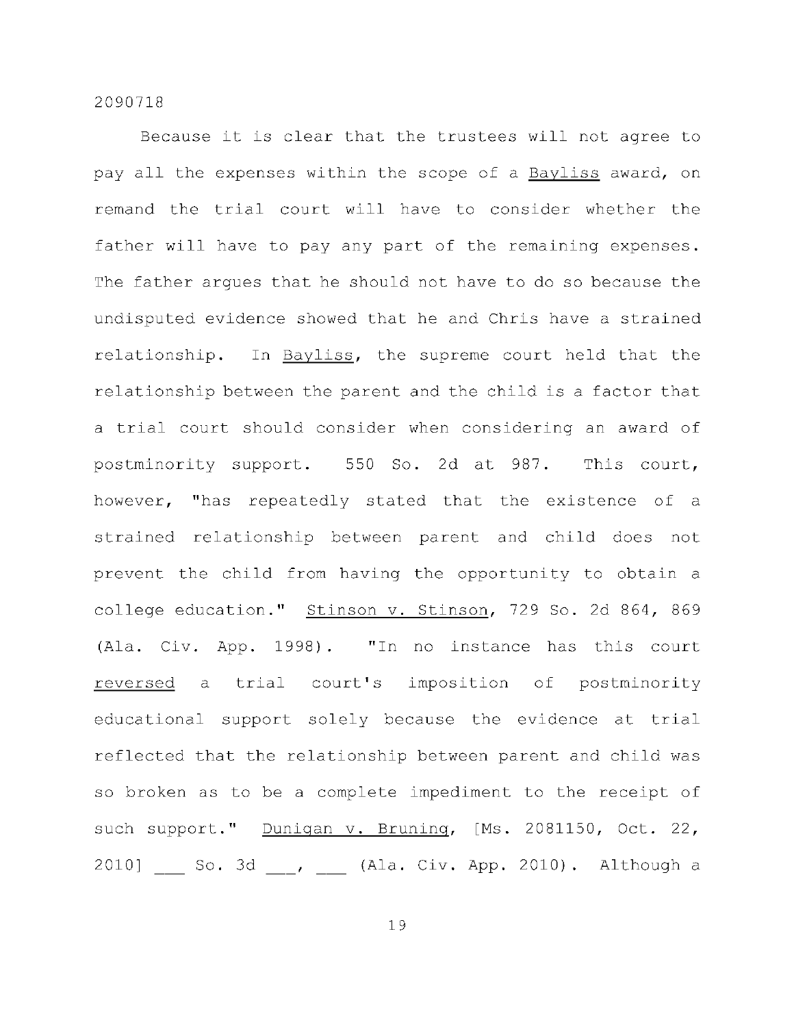Because it is clear that the trustees will not agree to pay all the expenses within the scope of a Bayliss award, on remand the trial court will have to consider whether the father will have to pay any part of the remaining expenses. The father argues that he should not have to do so because the undisputed evidence showed that he and Chris have a strained relationship. In Bayliss, the supreme court held that the relationship between the parent and the child is a factor that a trial court should consider when considering an award of postminority support. 550 So. 2d at 987. This court, however, "has repeatedly stated that the existence of a strained relationship between parent and child does not prevent the child from having the opportunity to obtain a college education." Stinson v. Stinson, 729 So. 2d 864, 869 (Ala. Civ. App. 1998). "In no instance has this court reversed a trial court's imposition of postminority educational support solely because the evidence at trial reflected that the relationship between parent and child was so broken as to be a complete impediment to the receipt of such support." Dunigan v. Bruning, [Ms. 2081150, Oct. 22, 2010] ___ So. 3d ___, ___ (Ala. Civ. App. 2010). Although a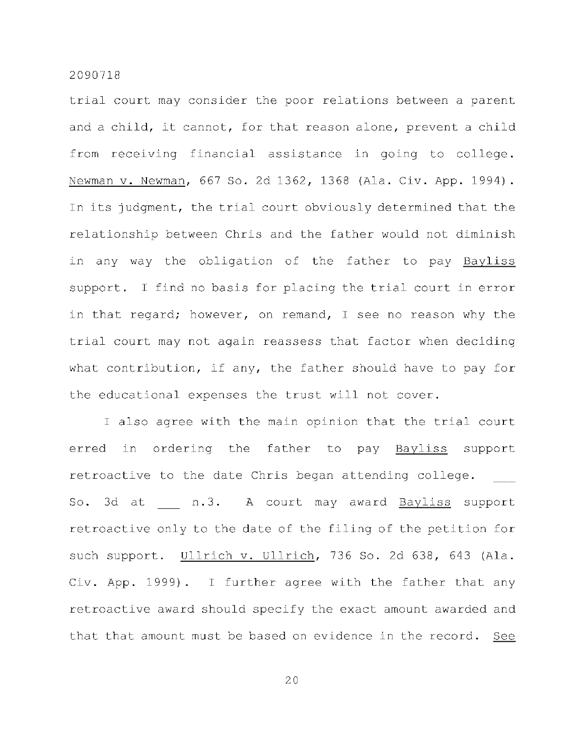trial court may consider the poor relations between a parent and a child, it cannot, for that reason alone, prevent a child from receiving financial assistance in going to college. Newman v. Newman, 667 So. 2d 1362, 1368 (Ala. Civ. App. 1994). In its judgment, the trial court obviously determined that the relationship between Chris and the father would not diminish in any way the obligation of the father to pay Bayliss support. I find no basis for placing the trial court in error in that regard; however, on remand, I see no reason why the trial court may not again reassess that factor when deciding what contribution, if any, the father should have to pay for the educational expenses the trust will not cover.

I also agree with the main opinion that the trial court erred in ordering the father to pay Bayliss support retroactive to the date Chris began attending college. ___ So. 3d at ___ n.3. A court may award Bayliss support retroactive only to the date of the filing of the petition for such support. Ullrich v. Ullrich, 736 So. 2d 638, 643 (Ala. Civ. App. 1999). I further agree with the father that any retroactive award should specify the exact amount awarded and that that amount must be based on evidence in the record. See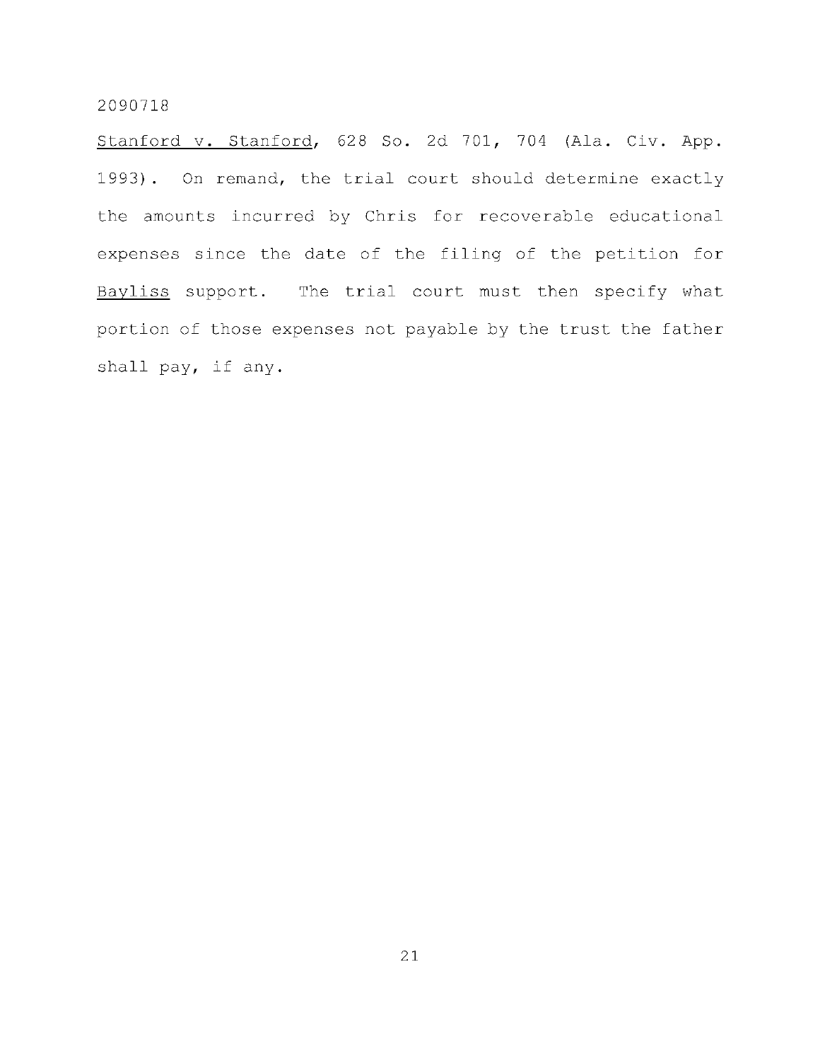Stanford v. Stanford, 628 So. 2d 701, 704 (Ala. Civ. App. 1993). On remand, the trial court should determine exactly the amounts incurred by Chris for recoverable educational expenses since the date of the filing of the petition for Bayliss support. The trial court must then specify what portion of those expenses not payable by the trust the father shall pay, if any.